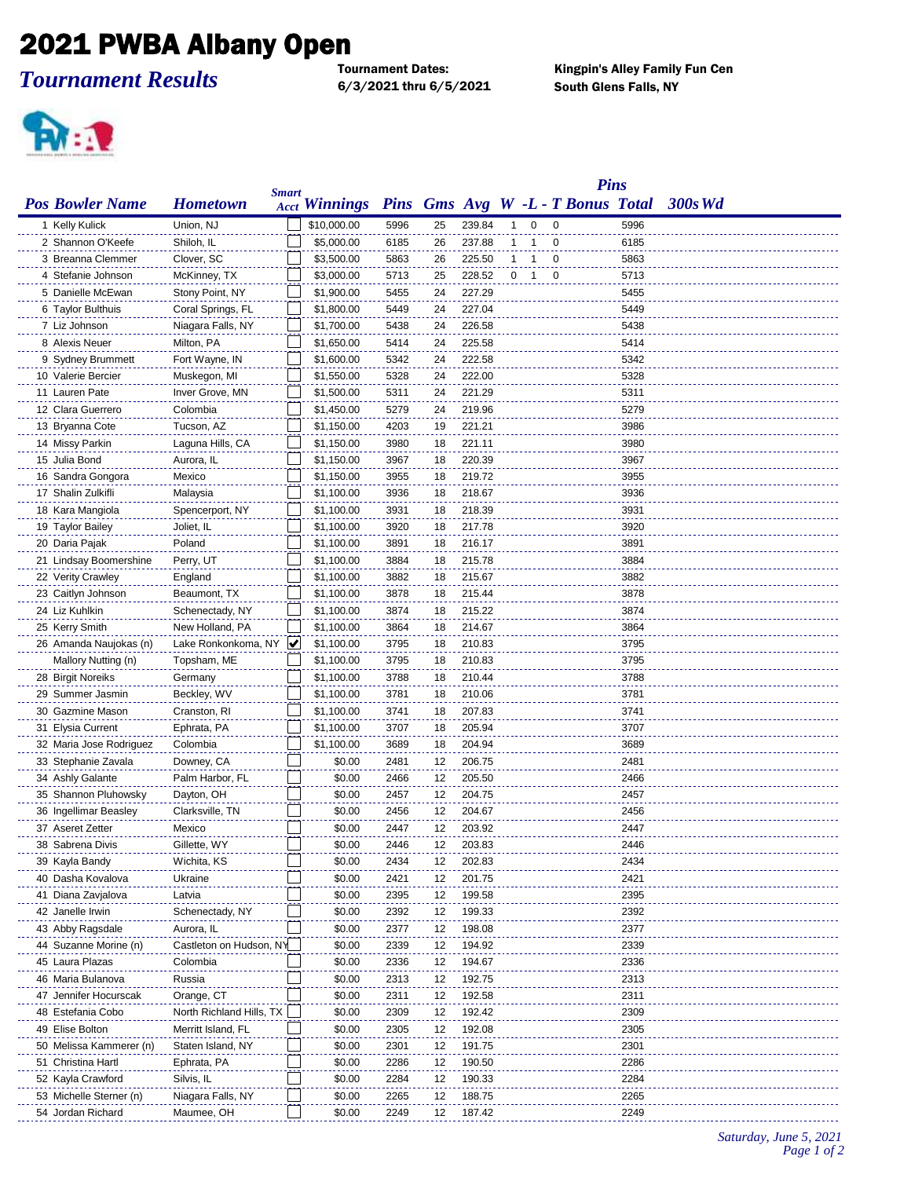# 2021 PWBA Albany Open

## *Tournament Results*

**Tournament Dates:**
**6/3/2021 thru 6/5/2021**

**Kingpin's Alley Family Fun Cen**
**South Glens Falls, NY**

| Pos | Bowler Name | Hometown | Smart Acct | Winnings | Pins | Gms | Avg | W | L | T | Pins Bonus | Total | 300s | Wd |
|---|---|---|---|---|---|---|---|---|---|---|---|---|---|---|
| 1 | Kelly Kulick | Union, NJ | | $10,000.00 | 5996 | 25 | 239.84 | 1 | 0 | 0 | | 5996 | | |
| 2 | Shannon O'Keefe | Shiloh, IL | | $5,000.00 | 6185 | 26 | 237.88 | 1 | 1 | 0 | | 6185 | | |
| 3 | Breanna Clemmer | Clover, SC | | $3,500.00 | 5863 | 26 | 225.50 | 1 | 1 | 0 | | 5863 | | |
| 4 | Stefanie Johnson | McKinney, TX | | $3,000.00 | 5713 | 25 | 228.52 | 0 | 1 | 0 | | 5713 | | |
| 5 | Danielle McEwan | Stony Point, NY | | $1,900.00 | 5455 | 24 | 227.29 | | | | | 5455 | | |
| 6 | Taylor Bulthuis | Coral Springs, FL | | $1,800.00 | 5449 | 24 | 227.04 | | | | | 5449 | | |
| 7 | Liz Johnson | Niagara Falls, NY | | $1,700.00 | 5438 | 24 | 226.58 | | | | | 5438 | | |
| 8 | Alexis Neuer | Milton, PA | | $1,650.00 | 5414 | 24 | 225.58 | | | | | 5414 | | |
| 9 | Sydney Brummett | Fort Wayne, IN | | $1,600.00 | 5342 | 24 | 222.58 | | | | | 5342 | | |
| 10 | Valerie Bercier | Muskegon, MI | | $1,550.00 | 5328 | 24 | 222.00 | | | | | 5328 | | |
| 11 | Lauren Pate | Inver Grove, MN | | $1,500.00 | 5311 | 24 | 221.29 | | | | | 5311 | | |
| 12 | Clara Guerrero | Colombia | | $1,450.00 | 5279 | 24 | 219.96 | | | | | 5279 | | |
| 13 | Bryanna Cote | Tucson, AZ | | $1,150.00 | 4203 | 19 | 221.21 | | | | | 3986 | | |
| 14 | Missy Parkin | Laguna Hills, CA | | $1,150.00 | 3980 | 18 | 221.11 | | | | | 3980 | | |
| 15 | Julia Bond | Aurora, IL | | $1,150.00 | 3967 | 18 | 220.39 | | | | | 3967 | | |
| 16 | Sandra Gongora | Mexico | | $1,150.00 | 3955 | 18 | 219.72 | | | | | 3955 | | |
| 17 | Shalin Zulkifli | Malaysia | | $1,100.00 | 3936 | 18 | 218.67 | | | | | 3936 | | |
| 18 | Kara Mangiola | Spencerport, NY | | $1,100.00 | 3931 | 18 | 218.39 | | | | | 3931 | | |
| 19 | Taylor Bailey | Joliet, IL | | $1,100.00 | 3920 | 18 | 217.78 | | | | | 3920 | | |
| 20 | Daria Pajak | Poland | | $1,100.00 | 3891 | 18 | 216.17 | | | | | 3891 | | |
| 21 | Lindsay Boomershine | Perry, UT | | $1,100.00 | 3884 | 18 | 215.78 | | | | | 3884 | | |
| 22 | Verity Crawley | England | | $1,100.00 | 3882 | 18 | 215.67 | | | | | 3882 | | |
| 23 | Caitlyn Johnson | Beaumont, TX | | $1,100.00 | 3878 | 18 | 215.44 | | | | | 3878 | | |
| 24 | Liz Kuhlkin | Schenectady, NY | | $1,100.00 | 3874 | 18 | 215.22 | | | | | 3874 | | |
| 25 | Kerry Smith | New Holland, PA | | $1,100.00 | 3864 | 18 | 214.67 | | | | | 3864 | | |
| 26 | Amanda Naujokas (n) | Lake Ronkonkoma, NY | ✔ | $1,100.00 | 3795 | 18 | 210.83 | | | | | 3795 | | |
| | Mallory Nutting (n) | Topsham, ME | | $1,100.00 | 3795 | 18 | 210.83 | | | | | 3795 | | |
| 28 | Birgit Noreiks | Germany | | $1,100.00 | 3788 | 18 | 210.44 | | | | | 3788 | | |
| 29 | Summer Jasmin | Beckley, WV | | $1,100.00 | 3781 | 18 | 210.06 | | | | | 3781 | | |
| 30 | Gazmine Mason | Cranston, RI | | $1,100.00 | 3741 | 18 | 207.83 | | | | | 3741 | | |
| 31 | Elysia Current | Ephrata, PA | | $1,100.00 | 3707 | 18 | 205.94 | | | | | 3707 | | |
| 32 | Maria Jose Rodriguez | Colombia | | $1,100.00 | 3689 | 18 | 204.94 | | | | | 3689 | | |
| 33 | Stephanie Zavala | Downey, CA | | $0.00 | 2481 | 12 | 206.75 | | | | | 2481 | | |
| 34 | Ashly Galante | Palm Harbor, FL | | $0.00 | 2466 | 12 | 205.50 | | | | | 2466 | | |
| 35 | Shannon Pluhowsky | Dayton, OH | | $0.00 | 2457 | 12 | 204.75 | | | | | 2457 | | |
| 36 | Ingellimar Beasley | Clarksville, TN | | $0.00 | 2456 | 12 | 204.67 | | | | | 2456 | | |
| 37 | Aseret Zetter | Mexico | | $0.00 | 2447 | 12 | 203.92 | | | | | 2447 | | |
| 38 | Sabrena Divis | Gillette, WY | | $0.00 | 2446 | 12 | 203.83 | | | | | 2446 | | |
| 39 | Kayla Bandy | Wichita, KS | | $0.00 | 2434 | 12 | 202.83 | | | | | 2434 | | |
| 40 | Dasha Kovalova | Ukraine | | $0.00 | 2421 | 12 | 201.75 | | | | | 2421 | | |
| 41 | Diana Zavjalova | Latvia | | $0.00 | 2395 | 12 | 199.58 | | | | | 2395 | | |
| 42 | Janelle Irwin | Schenectady, NY | | $0.00 | 2392 | 12 | 199.33 | | | | | 2392 | | |
| 43 | Abby Ragsdale | Aurora, IL | | $0.00 | 2377 | 12 | 198.08 | | | | | 2377 | | |
| 44 | Suzanne Morine (n) | Castleton on Hudson, NY | | $0.00 | 2339 | 12 | 194.92 | | | | | 2339 | | |
| 45 | Laura Plazas | Colombia | | $0.00 | 2336 | 12 | 194.67 | | | | | 2336 | | |
| 46 | Maria Bulanova | Russia | | $0.00 | 2313 | 12 | 192.75 | | | | | 2313 | | |
| 47 | Jennifer Hocurscak | Orange, CT | | $0.00 | 2311 | 12 | 192.58 | | | | | 2311 | | |
| 48 | Estefania Cobo | North Richland Hills, TX | | $0.00 | 2309 | 12 | 192.42 | | | | | 2309 | | |
| 49 | Elise Bolton | Merritt Island, FL | | $0.00 | 2305 | 12 | 192.08 | | | | | 2305 | | |
| 50 | Melissa Kammerer (n) | Staten Island, NY | | $0.00 | 2301 | 12 | 191.75 | | | | | 2301 | | |
| 51 | Christina Hartl | Ephrata, PA | | $0.00 | 2286 | 12 | 190.50 | | | | | 2286 | | |
| 52 | Kayla Crawford | Silvis, IL | | $0.00 | 2284 | 12 | 190.33 | | | | | 2284 | | |
| 53 | Michelle Sterner (n) | Niagara Falls, NY | | $0.00 | 2265 | 12 | 188.75 | | | | | 2265 | | |
| 54 | Jordan Richard | Maumee, OH | | $0.00 | 2249 | 12 | 187.42 | | | | | 2249 | | |

*Saturday, June 5, 2021*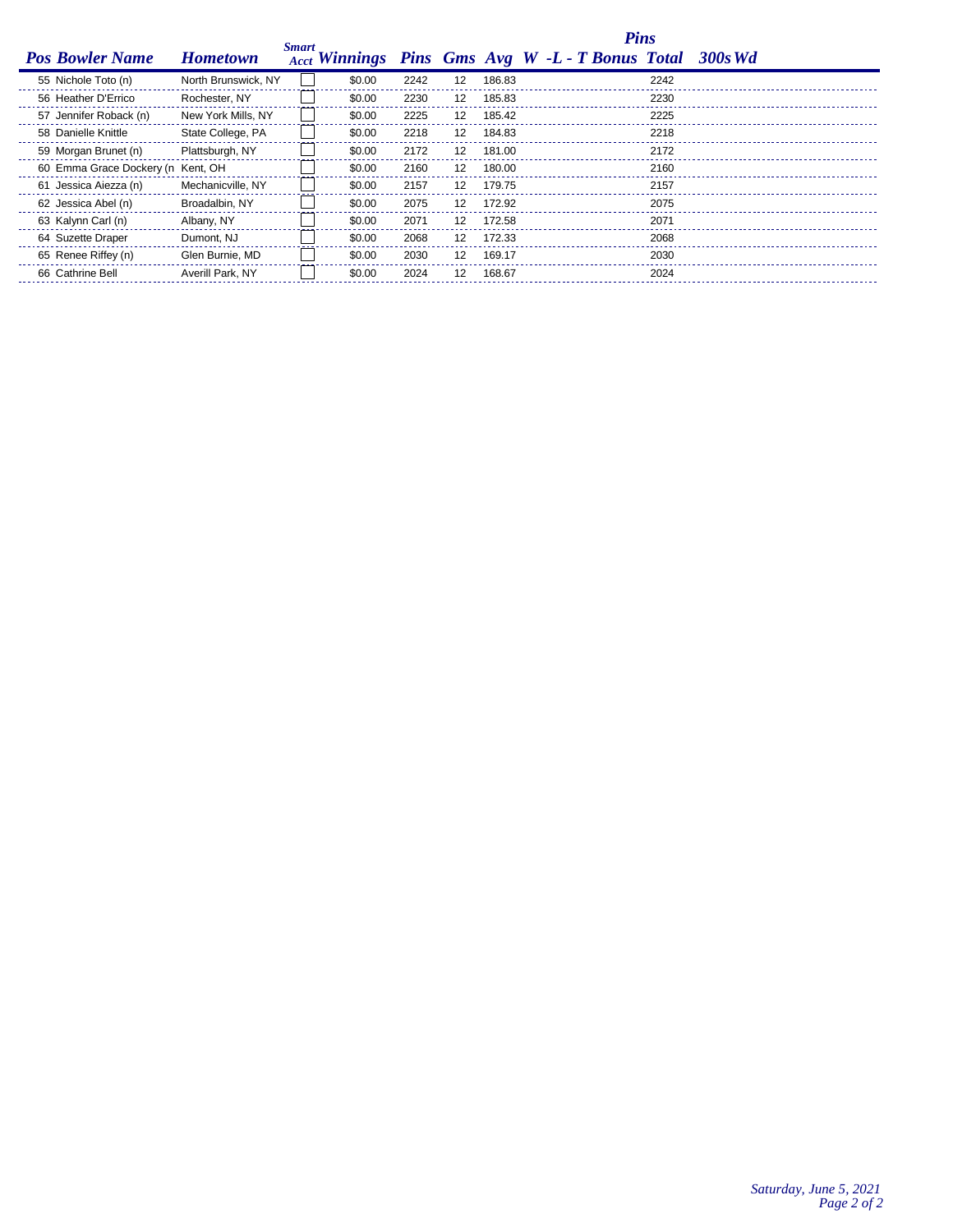| Pos | Bowler Name | Hometown | Smart Acct | Winnings | Pins | Gms | Avg | W - L - T | Bonus | Pins Total | 300s | Wd |
|---|---|---|---|---|---|---|---|---|---|---|---|---|
| 55 | Nichole Toto (n) | North Brunswick, NY | | $0.00 | 2242 | 12 | 186.83 | | | 2242 | | |
| 56 | Heather D'Errico | Rochester, NY | | $0.00 | 2230 | 12 | 185.83 | | | 2230 | | |
| 57 | Jennifer Roback (n) | New York Mills, NY | | $0.00 | 2225 | 12 | 185.42 | | | 2225 | | |
| 58 | Danielle Knittle | State College, PA | | $0.00 | 2218 | 12 | 184.83 | | | 2218 | | |
| 59 | Morgan Brunet (n) | Plattsburgh, NY | | $0.00 | 2172 | 12 | 181.00 | | | 2172 | | |
| 60 | Emma Grace Dockery (n | Kent, OH | | $0.00 | 2160 | 12 | 180.00 | | | 2160 | | |
| 61 | Jessica Aiezza (n) | Mechanicville, NY | | $0.00 | 2157 | 12 | 179.75 | | | 2157 | | |
| 62 | Jessica Abel (n) | Broadalbin, NY | | $0.00 | 2075 | 12 | 172.92 | | | 2075 | | |
| 63 | Kalynn Carl (n) | Albany, NY | | $0.00 | 2071 | 12 | 172.58 | | | 2071 | | |
| 64 | Suzette Draper | Dumont, NJ | | $0.00 | 2068 | 12 | 172.33 | | | 2068 | | |
| 65 | Renee Riffey (n) | Glen Burnie, MD | | $0.00 | 2030 | 12 | 169.17 | | | 2030 | | |
| 66 | Cathrine Bell | Averill Park, NY | | $0.00 | 2024 | 12 | 168.67 | | | 2024 | | |

*Saturday, June 5, 2021*